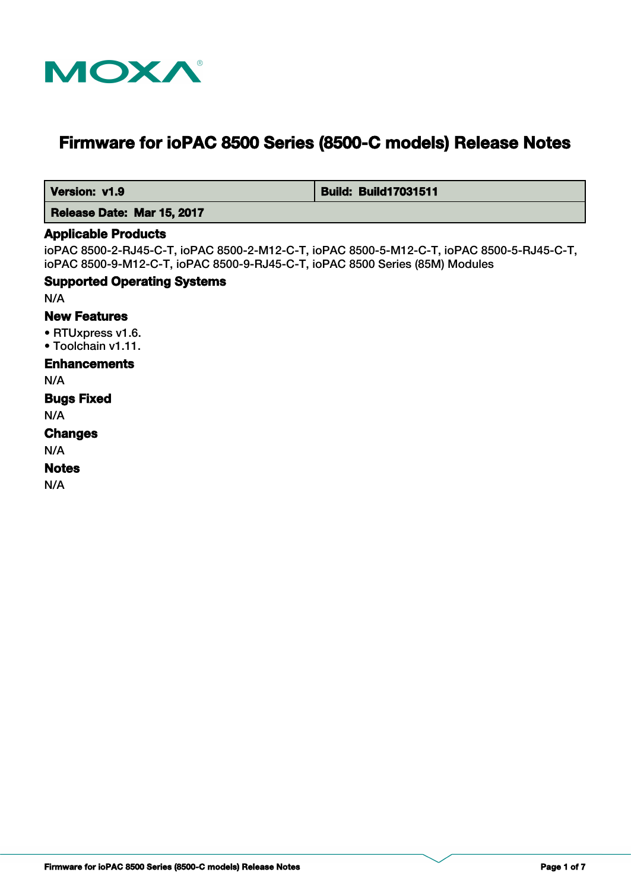MOXA

# Firmware for ioPAC 8500 Series (8500-C models) Release Notes

| **Version: v1.9** | **Build: Build17031511** |
| --- | --- |
| **Release Date: Mar 15, 2017** | |

## Applicable Products

ioPAC 8500-2-RJ45-C-T, ioPAC 8500-2-M12-C-T, ioPAC 8500-5-M12-C-T, ioPAC 8500-5-RJ45-C-T, ioPAC 8500-9-M12-C-T, ioPAC 8500-9-RJ45-C-T, ioPAC 8500 Series (85M) Modules

## Supported Operating Systems

N/A

## New Features

- RTUxpress v1.6.
- Toolchain v1.11.

## Enhancements

N/A

## Bugs Fixed

N/A

## Changes

N/A

## Notes

N/A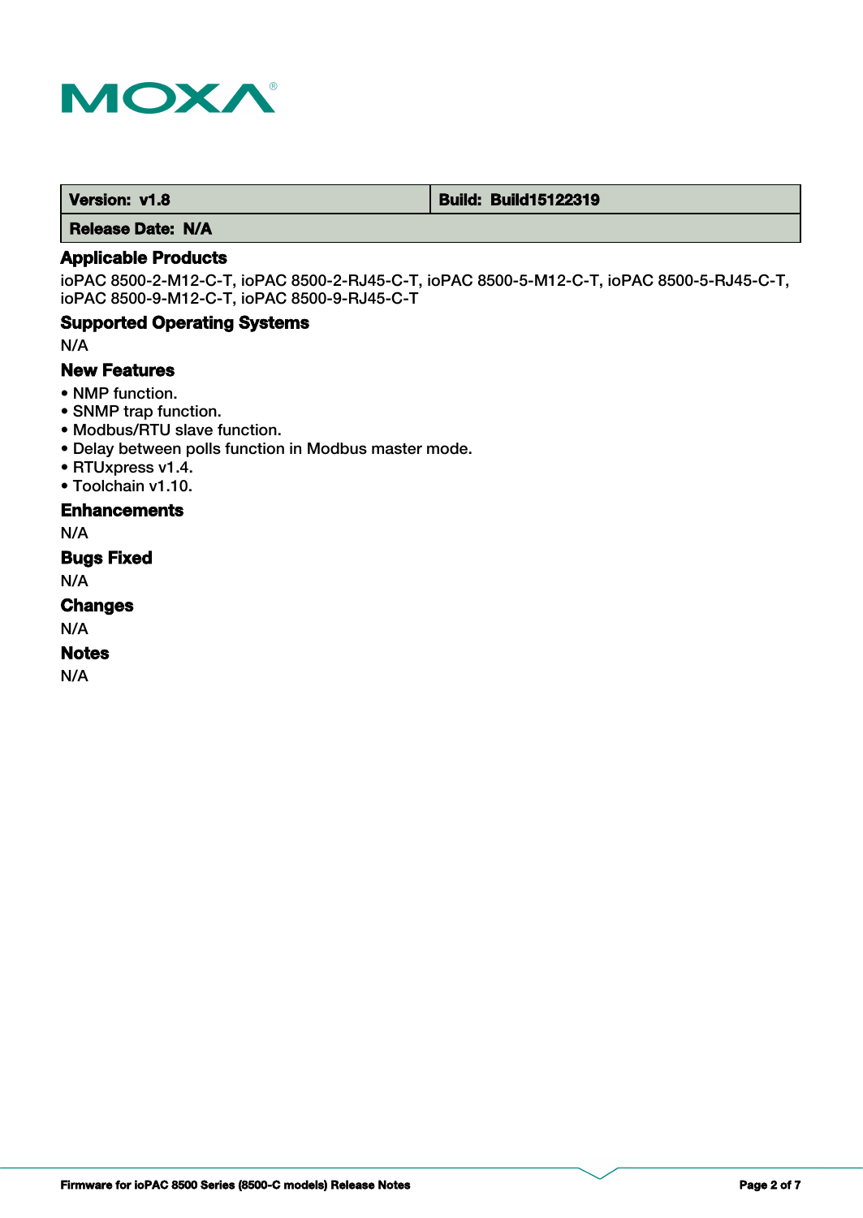| Version: v1.8 | Build: Build15122319 |
| --- | --- |
| Release Date: N/A | |

### Applicable Products

ioPAC 8500-2-M12-C-T, ioPAC 8500-2-RJ45-C-T, ioPAC 8500-5-M12-C-T, ioPAC 8500-5-RJ45-C-T, ioPAC 8500-9-M12-C-T, ioPAC 8500-9-RJ45-C-T

### Supported Operating Systems

N/A

### New Features

- NMP function.
- SNMP trap function.
- Modbus/RTU slave function.
- Delay between polls function in Modbus master mode.
- RTUxpress v1.4.
- Toolchain v1.10.

### Enhancements

N/A

### Bugs Fixed

N/A

### Changes

N/A

### Notes

N/A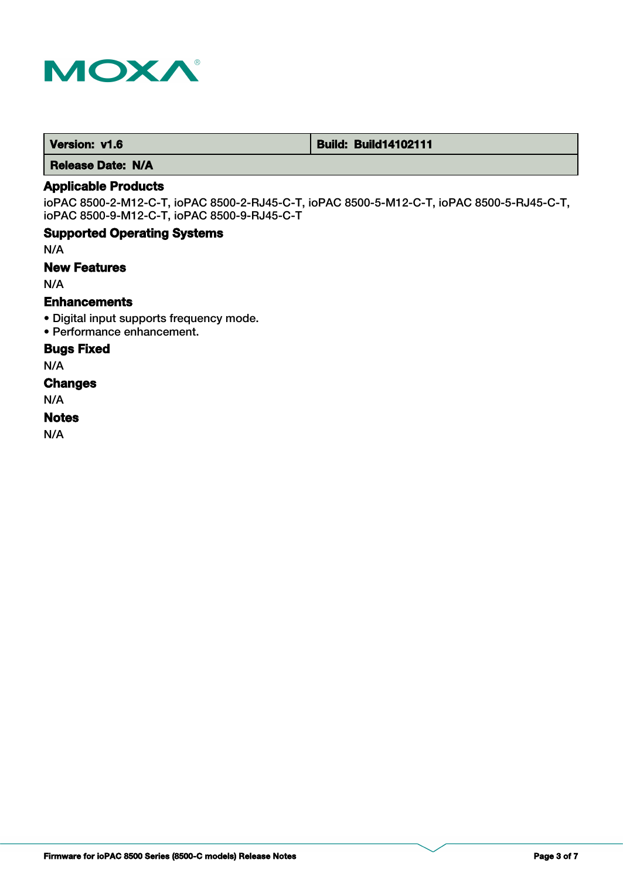| Version: v1.6 | Build: Build14102111 |
|---|---|
| Release Date: N/A | |

### Applicable Products

ioPAC 8500-2-M12-C-T, ioPAC 8500-2-RJ45-C-T, ioPAC 8500-5-M12-C-T, ioPAC 8500-5-RJ45-C-T, ioPAC 8500-9-M12-C-T, ioPAC 8500-9-RJ45-C-T

### Supported Operating Systems

N/A

### New Features

N/A

### Enhancements

- Digital input supports frequency mode.
- Performance enhancement.

### Bugs Fixed

N/A

### Changes

N/A

### Notes

N/A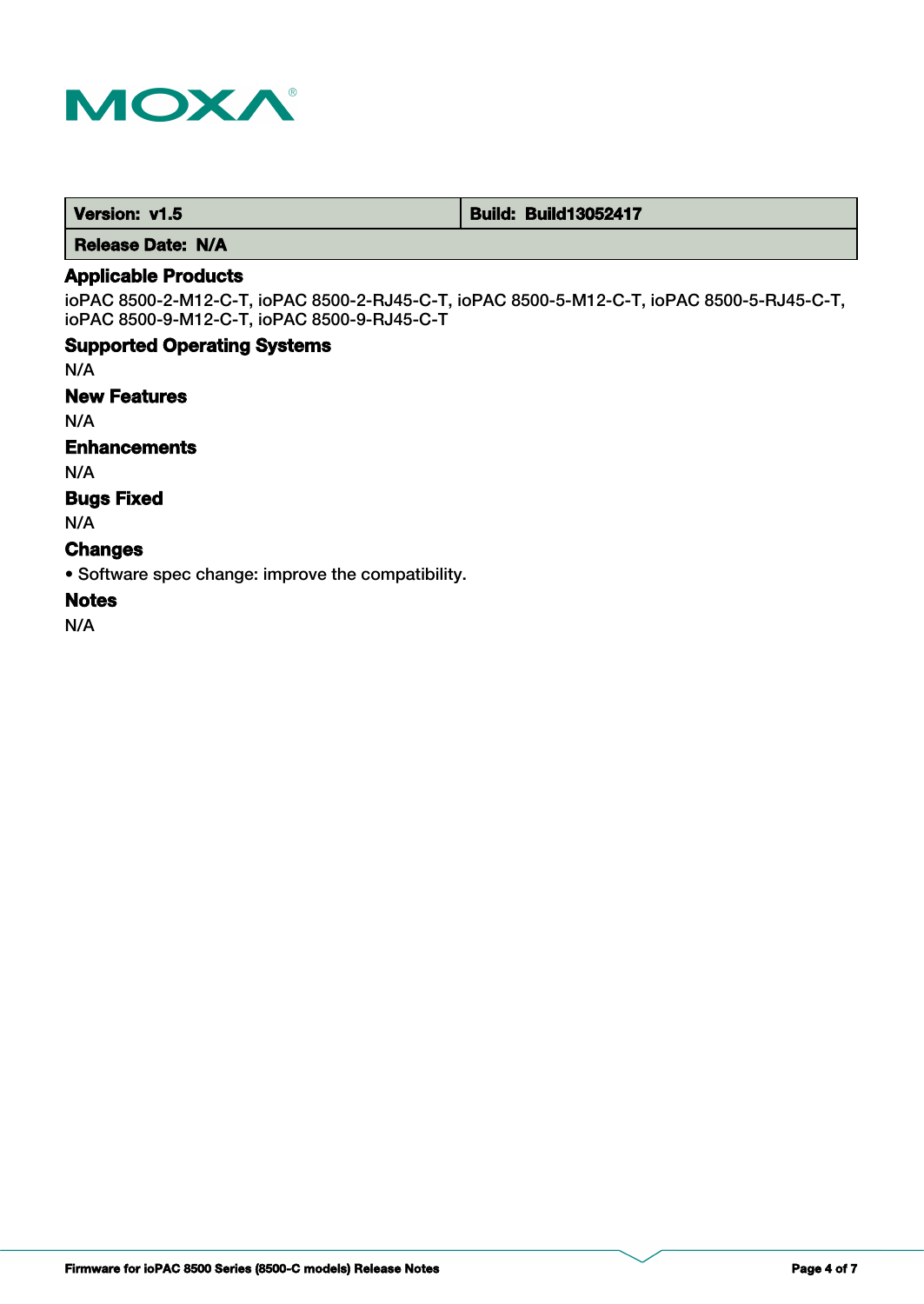| Version: v1.5 | Build: Build13052417 |
| --- | --- |
| Release Date: N/A | |

### Applicable Products

ioPAC 8500-2-M12-C-T, ioPAC 8500-2-RJ45-C-T, ioPAC 8500-5-M12-C-T, ioPAC 8500-5-RJ45-C-T, ioPAC 8500-9-M12-C-T, ioPAC 8500-9-RJ45-C-T

### Supported Operating Systems

N/A

### New Features

N/A

### Enhancements

N/A

### Bugs Fixed

N/A

### Changes

- Software spec change: improve the compatibility.

### Notes

N/A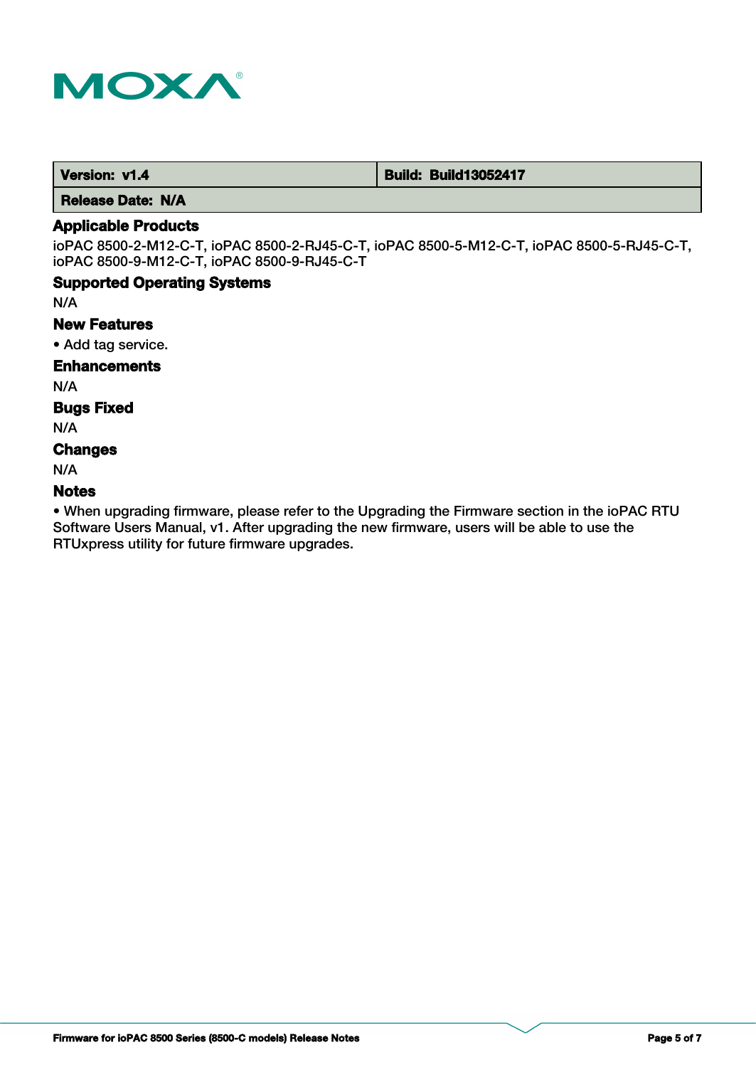| Version: v1.4 | Build: Build13052417 |
| --- | --- |
| Release Date: N/A | |

## Applicable Products

ioPAC 8500-2-M12-C-T, ioPAC 8500-2-RJ45-C-T, ioPAC 8500-5-M12-C-T, ioPAC 8500-5-RJ45-C-T, ioPAC 8500-9-M12-C-T, ioPAC 8500-9-RJ45-C-T

## Supported Operating Systems

N/A

## New Features

- Add tag service.

## Enhancements

N/A

## Bugs Fixed

N/A

## Changes

N/A

## Notes

- When upgrading firmware, please refer to the Upgrading the Firmware section in the ioPAC RTU Software Users Manual, v1. After upgrading the new firmware, users will be able to use the RTUxpress utility for future firmware upgrades.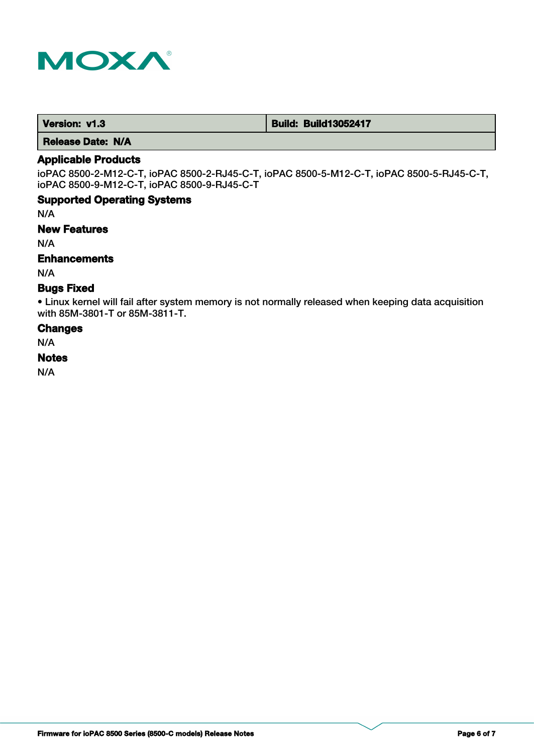| Version: v1.3 | Build: Build13052417 |
| --- | --- |
| Release Date: N/A | |

## Applicable Products

ioPAC 8500-2-M12-C-T, ioPAC 8500-2-RJ45-C-T, ioPAC 8500-5-M12-C-T, ioPAC 8500-5-RJ45-C-T, ioPAC 8500-9-M12-C-T, ioPAC 8500-9-RJ45-C-T

## Supported Operating Systems

N/A

## New Features

N/A

## Enhancements

N/A

## Bugs Fixed

- Linux kernel will fail after system memory is not normally released when keeping data acquisition with 85M-3801-T or 85M-3811-T.

## Changes

N/A

## Notes

N/A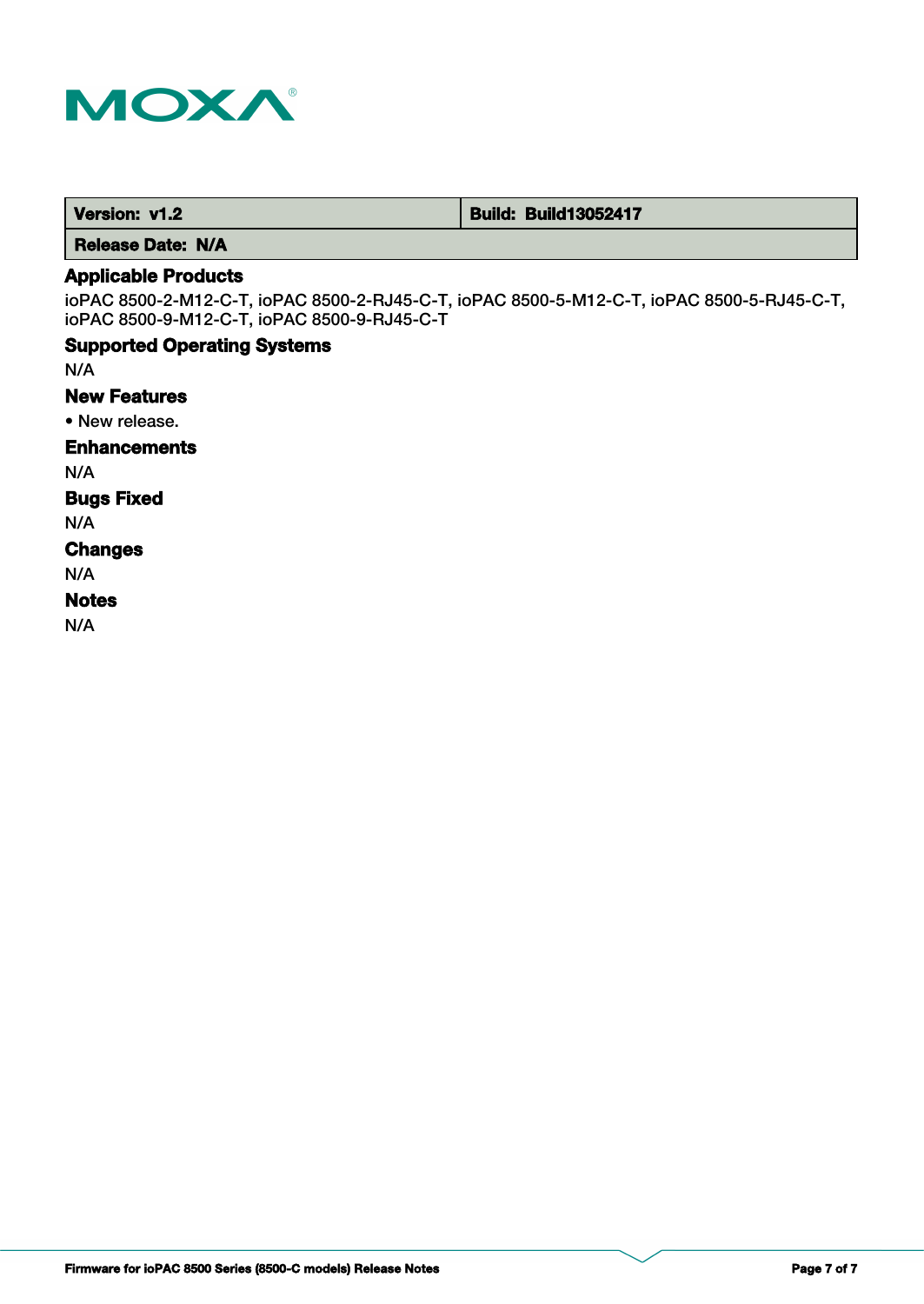| **Version:** v1.2 | **Build:** Build13052417 |
| --- | --- |
| **Release Date:** N/A | |

### Applicable Products

ioPAC 8500-2-M12-C-T, ioPAC 8500-2-RJ45-C-T, ioPAC 8500-5-M12-C-T, ioPAC 8500-5-RJ45-C-T, ioPAC 8500-9-M12-C-T, ioPAC 8500-9-RJ45-C-T

### Supported Operating Systems

N/A

### New Features

- New release.

### Enhancements

N/A

### Bugs Fixed

N/A

### Changes

N/A

### Notes

N/A